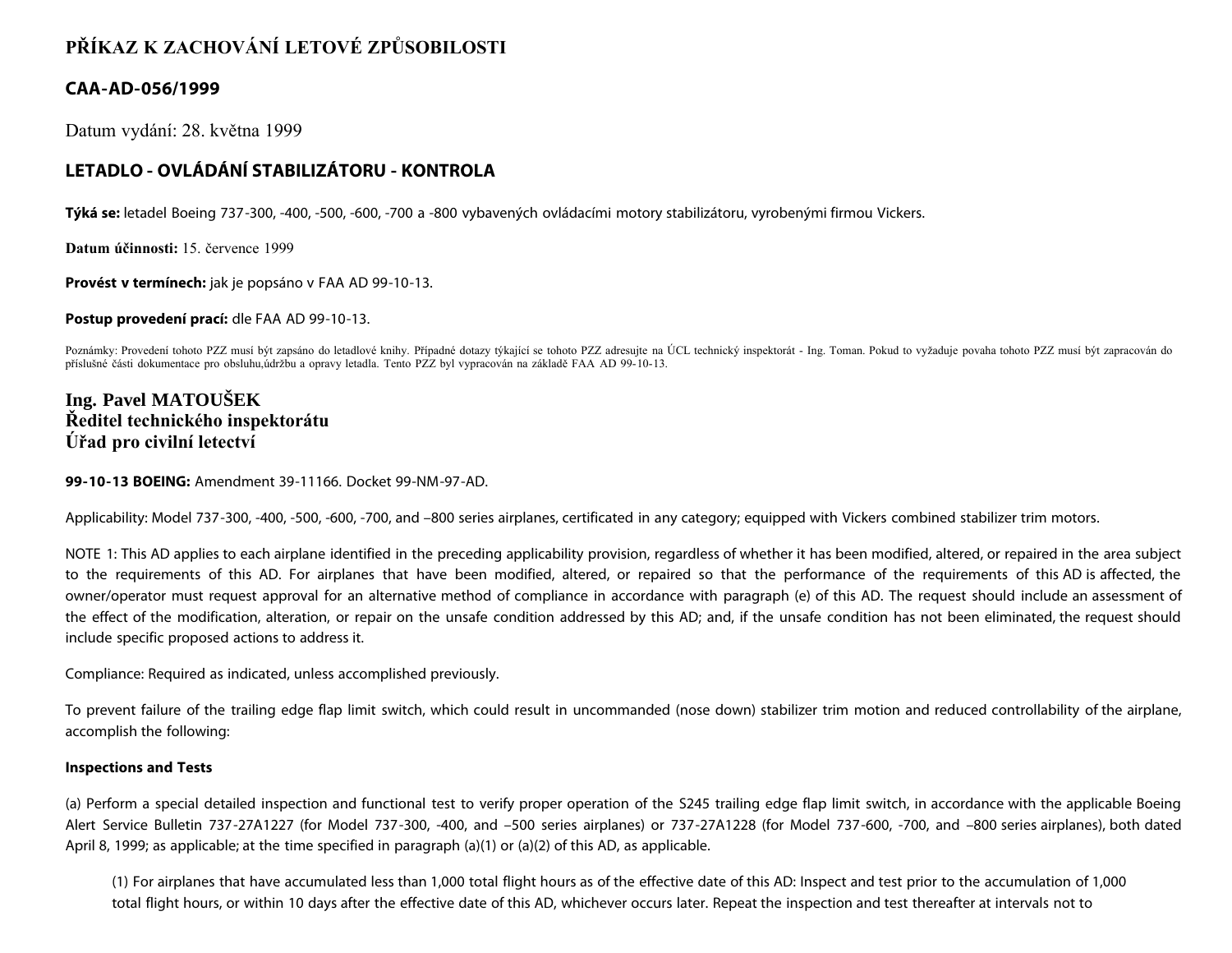# PŘÍKAZ K ZACHOVÁNÍ LETOVÉ ZPŮSOBILOSTI

## CAA-AD-056/1999

Datum vydání: 28. května 1999

## LETADLO - OVLÁDÁNÍ STABILIZÁTORU - KONTROLA

**Týká se:** letadel Boeing 737-300, -400, -500, -600, -700 a -800 vybavených ovládacími motory stabilizátoru, vyrobenými firmou Vickers.

**Datum účinnosti:** 15. července 1999

**Provést v termínech:** jak je popsáno v FAA AD 99-10-13.

**Postup provedení prací:** dle FAA AD 99-10-13.

Poznámky: Provedení tohoto PZZ musí být zapsáno do letadlové knihy. Případné dotazy týkající se tohoto PZZ adresujte na ÚCL technický inspektorát - Ing. Toman. Pokud to vyžaduje povaha tohoto PZZ musí být zapracován do příslušné části dokumentace pro obsluhu,údržbu a opravy letadla. Tento PZZ byl vypracován na základě FAA AD 99-10-13.

**Ing. Pavel MATOUŠEK**
**Ředitel technického inspektorátu**
**Úřad pro civilní letectví**

**99-10-13 BOEING:** Amendment 39-11166. Docket 99-NM-97-AD.

Applicability: Model 737-300, -400, -500, -600, -700, and –800 series airplanes, certificated in any category; equipped with Vickers combined stabilizer trim motors.

NOTE 1: This AD applies to each airplane identified in the preceding applicability provision, regardless of whether it has been modified, altered, or repaired in the area subject to the requirements of this AD. For airplanes that have been modified, altered, or repaired so that the performance of the requirements of this AD is affected, the owner/operator must request approval for an alternative method of compliance in accordance with paragraph (e) of this AD. The request should include an assessment of the effect of the modification, alteration, or repair on the unsafe condition addressed by this AD; and, if the unsafe condition has not been eliminated, the request should include specific proposed actions to address it.

Compliance: Required as indicated, unless accomplished previously.

To prevent failure of the trailing edge flap limit switch, which could result in uncommanded (nose down) stabilizer trim motion and reduced controllability of the airplane, accomplish the following:

**Inspections and Tests**

(a) Perform a special detailed inspection and functional test to verify proper operation of the S245 trailing edge flap limit switch, in accordance with the applicable Boeing Alert Service Bulletin 737-27A1227 (for Model 737-300, -400, and –500 series airplanes) or 737-27A1228 (for Model 737-600, -700, and –800 series airplanes), both dated April 8, 1999; as applicable; at the time specified in paragraph (a)(1) or (a)(2) of this AD, as applicable.

(1) For airplanes that have accumulated less than 1,000 total flight hours as of the effective date of this AD: Inspect and test prior to the accumulation of 1,000 total flight hours, or within 10 days after the effective date of this AD, whichever occurs later. Repeat the inspection and test thereafter at intervals not to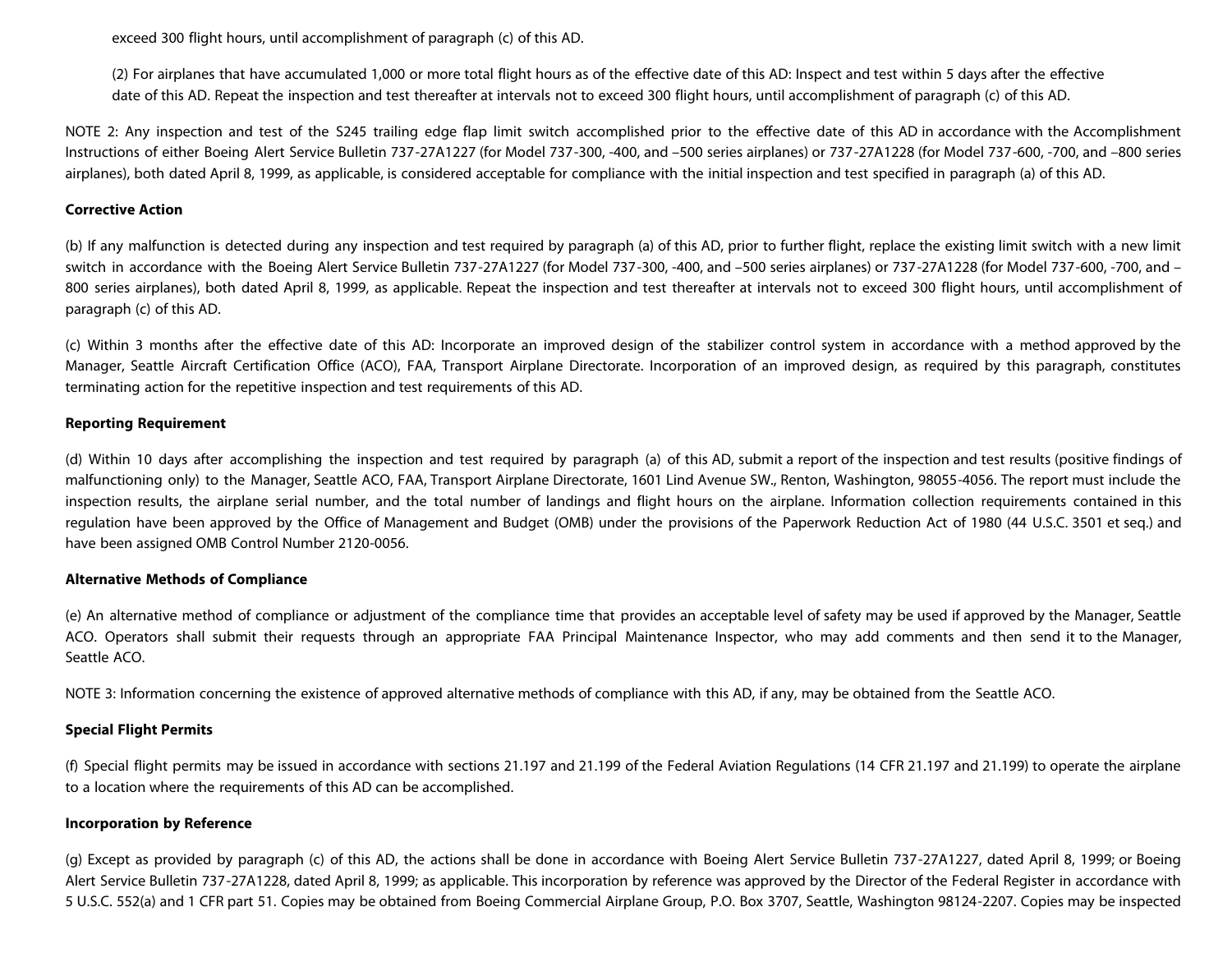exceed 300 flight hours, until accomplishment of paragraph (c) of this AD.

(2) For airplanes that have accumulated 1,000 or more total flight hours as of the effective date of this AD: Inspect and test within 5 days after the effective date of this AD. Repeat the inspection and test thereafter at intervals not to exceed 300 flight hours, until accomplishment of paragraph (c) of this AD.

NOTE 2: Any inspection and test of the S245 trailing edge flap limit switch accomplished prior to the effective date of this AD in accordance with the Accomplishment Instructions of either Boeing Alert Service Bulletin 737-27A1227 (for Model 737-300, -400, and –500 series airplanes) or 737-27A1228 (for Model 737-600, -700, and –800 series airplanes), both dated April 8, 1999, as applicable, is considered acceptable for compliance with the initial inspection and test specified in paragraph (a) of this AD.

**Corrective Action**

(b) If any malfunction is detected during any inspection and test required by paragraph (a) of this AD, prior to further flight, replace the existing limit switch with a new limit switch in accordance with the Boeing Alert Service Bulletin 737-27A1227 (for Model 737-300, -400, and –500 series airplanes) or 737-27A1228 (for Model 737-600, -700, and –800 series airplanes), both dated April 8, 1999, as applicable. Repeat the inspection and test thereafter at intervals not to exceed 300 flight hours, until accomplishment of paragraph (c) of this AD.

(c) Within 3 months after the effective date of this AD: Incorporate an improved design of the stabilizer control system in accordance with a method approved by the Manager, Seattle Aircraft Certification Office (ACO), FAA, Transport Airplane Directorate. Incorporation of an improved design, as required by this paragraph, constitutes terminating action for the repetitive inspection and test requirements of this AD.

**Reporting Requirement**

(d) Within 10 days after accomplishing the inspection and test required by paragraph (a) of this AD, submit a report of the inspection and test results (positive findings of malfunctioning only) to the Manager, Seattle ACO, FAA, Transport Airplane Directorate, 1601 Lind Avenue SW., Renton, Washington, 98055-4056. The report must include the inspection results, the airplane serial number, and the total number of landings and flight hours on the airplane. Information collection requirements contained in this regulation have been approved by the Office of Management and Budget (OMB) under the provisions of the Paperwork Reduction Act of 1980 (44 U.S.C. 3501 et seq.) and have been assigned OMB Control Number 2120-0056.

**Alternative Methods of Compliance**

(e) An alternative method of compliance or adjustment of the compliance time that provides an acceptable level of safety may be used if approved by the Manager, Seattle ACO. Operators shall submit their requests through an appropriate FAA Principal Maintenance Inspector, who may add comments and then send it to the Manager, Seattle ACO.

NOTE 3: Information concerning the existence of approved alternative methods of compliance with this AD, if any, may be obtained from the Seattle ACO.

**Special Flight Permits**

(f) Special flight permits may be issued in accordance with sections 21.197 and 21.199 of the Federal Aviation Regulations (14 CFR 21.197 and 21.199) to operate the airplane to a location where the requirements of this AD can be accomplished.

**Incorporation by Reference**

(g) Except as provided by paragraph (c) of this AD, the actions shall be done in accordance with Boeing Alert Service Bulletin 737-27A1227, dated April 8, 1999; or Boeing Alert Service Bulletin 737-27A1228, dated April 8, 1999; as applicable. This incorporation by reference was approved by the Director of the Federal Register in accordance with 5 U.S.C. 552(a) and 1 CFR part 51. Copies may be obtained from Boeing Commercial Airplane Group, P.O. Box 3707, Seattle, Washington 98124-2207. Copies may be inspected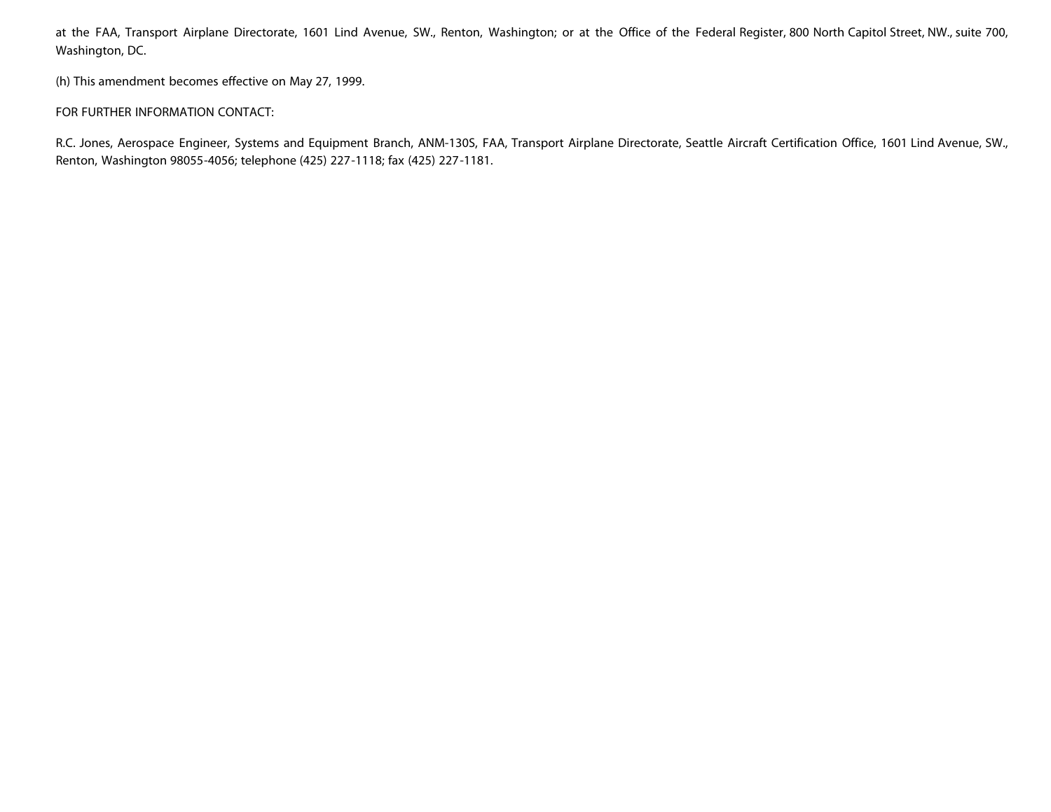at the FAA, Transport Airplane Directorate, 1601 Lind Avenue, SW., Renton, Washington; or at the Office of the Federal Register, 800 North Capitol Street, NW., suite 700, Washington, DC.

(h) This amendment becomes effective on May 27, 1999.

FOR FURTHER INFORMATION CONTACT:

R.C. Jones, Aerospace Engineer, Systems and Equipment Branch, ANM-130S, FAA, Transport Airplane Directorate, Seattle Aircraft Certification Office, 1601 Lind Avenue, SW., Renton, Washington 98055-4056; telephone (425) 227-1118; fax (425) 227-1181.